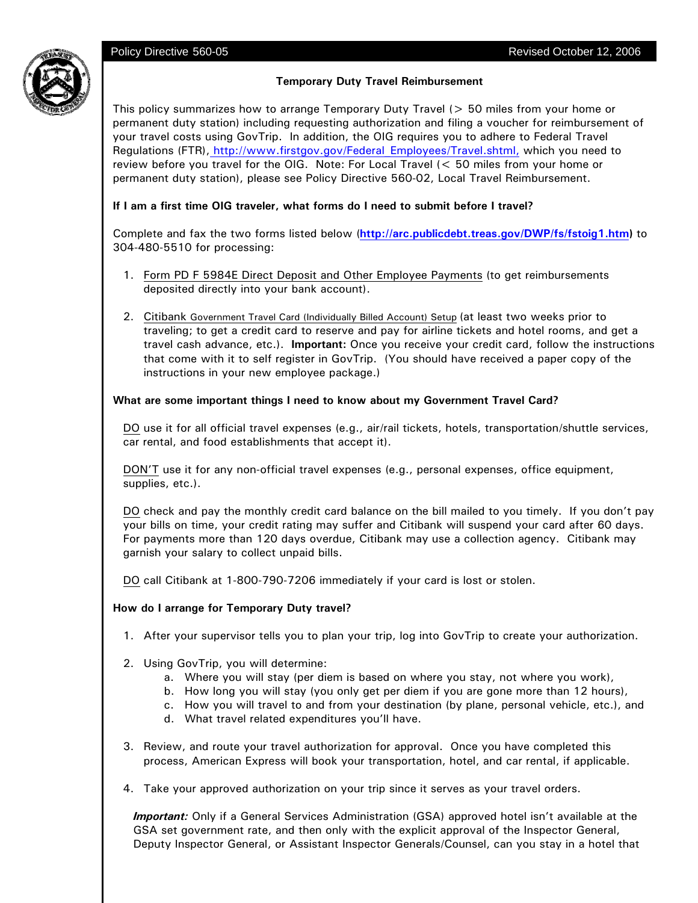Policy Directive 560-05 | Revised October 12, 2006

## Temporary Duty Travel Reimbursement

This policy summarizes how to arrange Temporary Duty Travel (> 50 miles from your home or permanent duty station) including requesting authorization and filing a voucher for reimbursement of your travel costs using GovTrip. In addition, the OIG requires you to adhere to Federal Travel Regulations (FTR), http://www.firstgov.gov/Federal_Employees/Travel.shtml, which you need to review before you travel for the OIG. Note: For Local Travel (< 50 miles from your home or permanent duty station), please see Policy Directive 560-02, Local Travel Reimbursement.

**If I am a first time OIG traveler, what forms do I need to submit before I travel?**

Complete and fax the two forms listed below (**http://arc.publicdebt.treas.gov/DWP/fs/fstoig1.htm**) to 304-480-5510 for processing:

1. Form PD F 5984E Direct Deposit and Other Employee Payments (to get reimbursements deposited directly into your bank account).

2. Citibank Government Travel Card (Individually Billed Account) Setup (at least two weeks prior to traveling; to get a credit card to reserve and pay for airline tickets and hotel rooms, and get a travel cash advance, etc.). **Important:** Once you receive your credit card, follow the instructions that come with it to self register in GovTrip. (You should have received a paper copy of the instructions in your new employee package.)

**What are some important things I need to know about my Government Travel Card?**

DO use it for all official travel expenses (e.g., air/rail tickets, hotels, transportation/shuttle services, car rental, and food establishments that accept it).

DON'T use it for any non-official travel expenses (e.g., personal expenses, office equipment, supplies, etc.).

DO check and pay the monthly credit card balance on the bill mailed to you timely. If you don't pay your bills on time, your credit rating may suffer and Citibank will suspend your card after 60 days. For payments more than 120 days overdue, Citibank may use a collection agency. Citibank may garnish your salary to collect unpaid bills.

DO call Citibank at 1-800-790-7206 immediately if your card is lost or stolen.

**How do I arrange for Temporary Duty travel?**

1. After your supervisor tells you to plan your trip, log into GovTrip to create your authorization.

2. Using GovTrip, you will determine:
   a. Where you will stay (per diem is based on where you stay, not where you work),
   b. How long you will stay (you only get per diem if you are gone more than 12 hours),
   c. How you will travel to and from your destination (by plane, personal vehicle, etc.), and
   d. What travel related expenditures you'll have.

3. Review, and route your travel authorization for approval. Once you have completed this process, American Express will book your transportation, hotel, and car rental, if applicable.

4. Take your approved authorization on your trip since it serves as your travel orders.

***Important:*** Only if a General Services Administration (GSA) approved hotel isn't available at the GSA set government rate, and then only with the explicit approval of the Inspector General, Deputy Inspector General, or Assistant Inspector Generals/Counsel, can you stay in a hotel that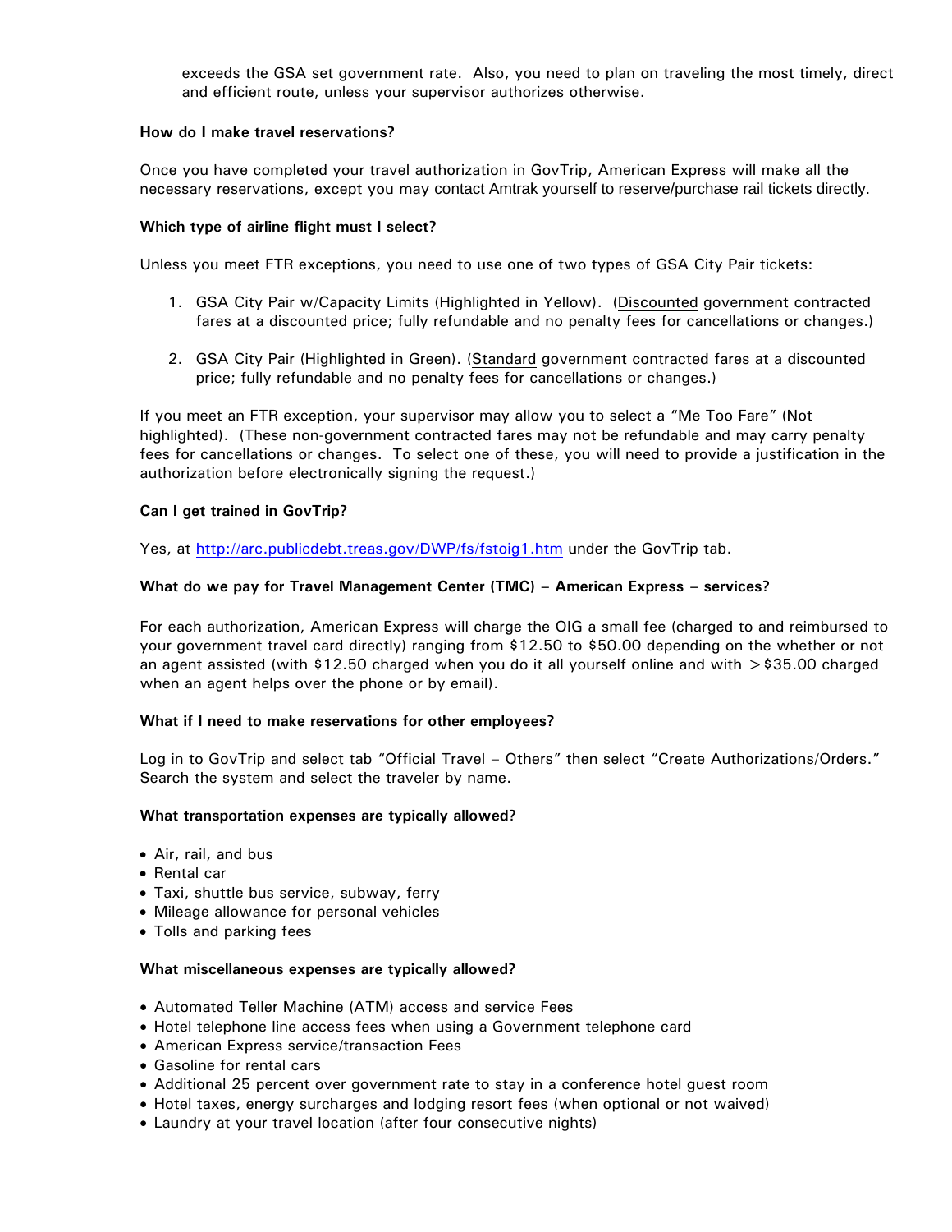exceeds the GSA set government rate. Also, you need to plan on traveling the most timely, direct and efficient route, unless your supervisor authorizes otherwise.

**How do I make travel reservations?**

Once you have completed your travel authorization in GovTrip, American Express will make all the necessary reservations, except you may contact Amtrak yourself to reserve/purchase rail tickets directly.

**Which type of airline flight must I select?**

Unless you meet FTR exceptions, you need to use one of two types of GSA City Pair tickets:

1. GSA City Pair w/Capacity Limits (Highlighted in Yellow). (Discounted government contracted fares at a discounted price; fully refundable and no penalty fees for cancellations or changes.)

2. GSA City Pair (Highlighted in Green). (Standard government contracted fares at a discounted price; fully refundable and no penalty fees for cancellations or changes.)

If you meet an FTR exception, your supervisor may allow you to select a "Me Too Fare" (Not highlighted). (These non-government contracted fares may not be refundable and may carry penalty fees for cancellations or changes. To select one of these, you will need to provide a justification in the authorization before electronically signing the request.)

**Can I get trained in GovTrip?**

Yes, at http://arc.publicdebt.treas.gov/DWP/fs/fstoig1.htm under the GovTrip tab.

**What do we pay for Travel Management Center (TMC) – American Express – services?**

For each authorization, American Express will charge the OIG a small fee (charged to and reimbursed to your government travel card directly) ranging from $12.50 to $50.00 depending on the whether or not an agent assisted (with $12.50 charged when you do it all yourself online and with >$35.00 charged when an agent helps over the phone or by email).

**What if I need to make reservations for other employees?**

Log in to GovTrip and select tab "Official Travel – Others" then select "Create Authorizations/Orders." Search the system and select the traveler by name.

**What transportation expenses are typically allowed?**

- Air, rail, and bus
- Rental car
- Taxi, shuttle bus service, subway, ferry
- Mileage allowance for personal vehicles
- Tolls and parking fees

**What miscellaneous expenses are typically allowed?**

- Automated Teller Machine (ATM) access and service Fees
- Hotel telephone line access fees when using a Government telephone card
- American Express service/transaction Fees
- Gasoline for rental cars
- Additional 25 percent over government rate to stay in a conference hotel guest room
- Hotel taxes, energy surcharges and lodging resort fees (when optional or not waived)
- Laundry at your travel location (after four consecutive nights)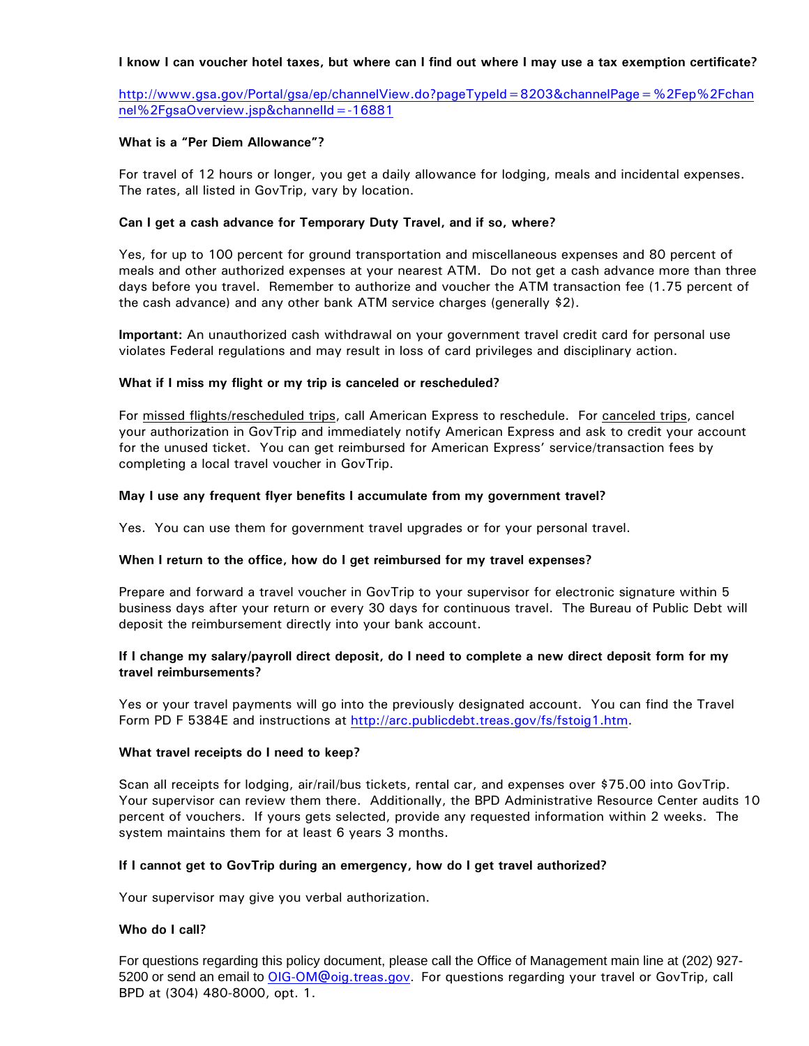**I know I can voucher hotel taxes, but where can I find out where I may use a tax exemption certificate?**

http://www.gsa.gov/Portal/gsa/ep/channelView.do?pageTypeId=8203&channelPage=%2Fep%2Fchannel%2FgsaOverview.jsp&channelId=-16881

**What is a "Per Diem Allowance"?**

For travel of 12 hours or longer, you get a daily allowance for lodging, meals and incidental expenses. The rates, all listed in GovTrip, vary by location.

**Can I get a cash advance for Temporary Duty Travel, and if so, where?**

Yes, for up to 100 percent for ground transportation and miscellaneous expenses and 80 percent of meals and other authorized expenses at your nearest ATM. Do not get a cash advance more than three days before you travel. Remember to authorize and voucher the ATM transaction fee (1.75 percent of the cash advance) and any other bank ATM service charges (generally $2).

**Important:** An unauthorized cash withdrawal on your government travel credit card for personal use violates Federal regulations and may result in loss of card privileges and disciplinary action.

**What if I miss my flight or my trip is canceled or rescheduled?**

For missed flights/rescheduled trips, call American Express to reschedule. For canceled trips, cancel your authorization in GovTrip and immediately notify American Express and ask to credit your account for the unused ticket. You can get reimbursed for American Express' service/transaction fees by completing a local travel voucher in GovTrip.

**May I use any frequent flyer benefits I accumulate from my government travel?**

Yes. You can use them for government travel upgrades or for your personal travel.

**When I return to the office, how do I get reimbursed for my travel expenses?**

Prepare and forward a travel voucher in GovTrip to your supervisor for electronic signature within 5 business days after your return or every 30 days for continuous travel. The Bureau of Public Debt will deposit the reimbursement directly into your bank account.

**If I change my salary/payroll direct deposit, do I need to complete a new direct deposit form for my travel reimbursements?**

Yes or your travel payments will go into the previously designated account. You can find the Travel Form PD F 5384E and instructions at http://arc.publicdebt.treas.gov/fs/fstoig1.htm.

**What travel receipts do I need to keep?**

Scan all receipts for lodging, air/rail/bus tickets, rental car, and expenses over $75.00 into GovTrip. Your supervisor can review them there. Additionally, the BPD Administrative Resource Center audits 10 percent of vouchers. If yours gets selected, provide any requested information within 2 weeks. The system maintains them for at least 6 years 3 months.

**If I cannot get to GovTrip during an emergency, how do I get travel authorized?**

Your supervisor may give you verbal authorization.

**Who do I call?**

For questions regarding this policy document, please call the Office of Management main line at (202) 927-5200 or send an email to OIG-OM@oig.treas.gov. For questions regarding your travel or GovTrip, call BPD at (304) 480-8000, opt. 1.